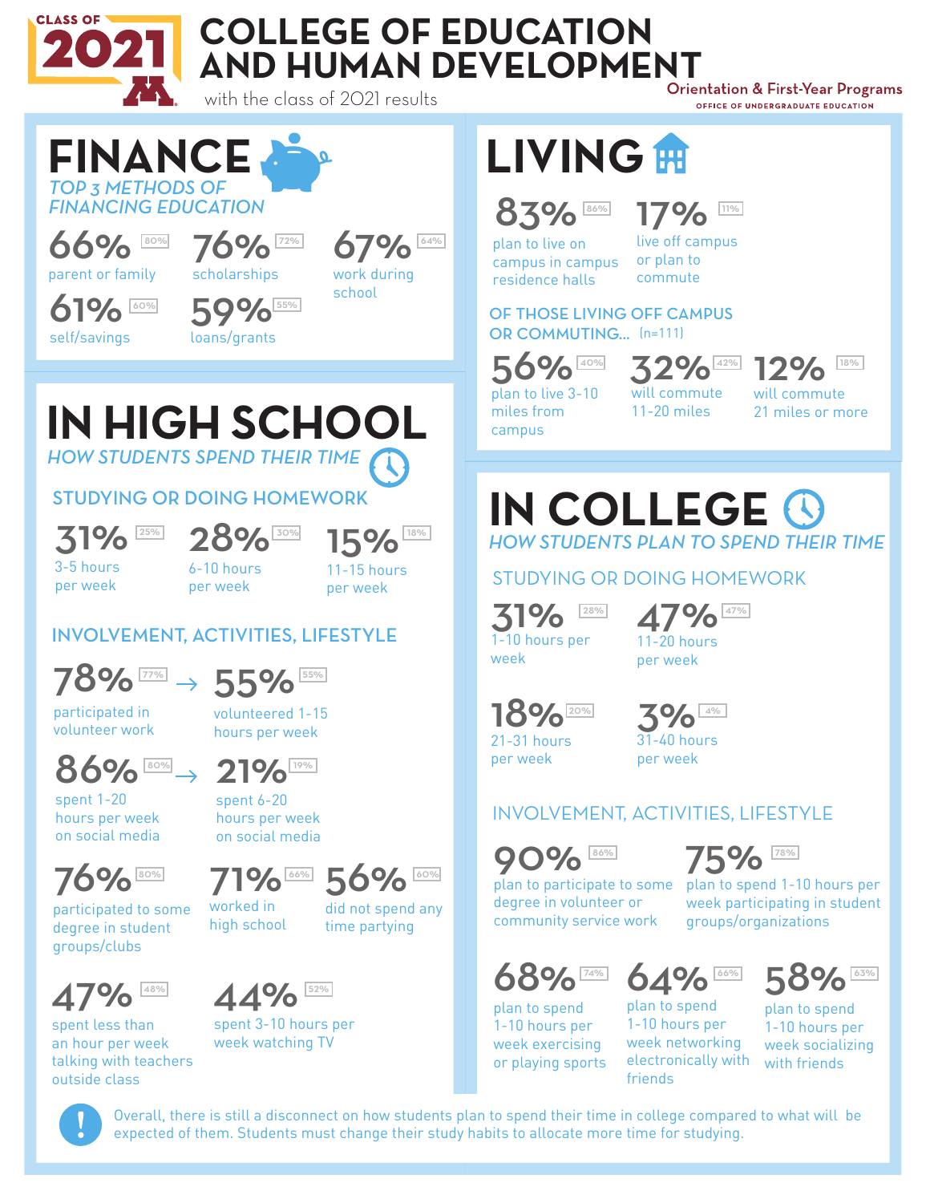# CLASS OF 2021

# COLLEGE OF EDUCATION AND HUMAN DEVELOPMENT

with the class of 2021 results

Orientation & First-Year Programs
OFFICE OF UNDERGRADUATE EDUCATION

## FINANCE

*TOP 3 METHODS OF FINANCING EDUCATION*

- **66%** [80%] parent or family
- **76%** [72%] scholarships
- **67%** [64%] work during school
- **61%** [60%] self/savings
- **59%** [55%] loans/grants

## LIVING

- **83%** [86%] plan to live on campus in campus residence halls
- **17%** [11%] live off campus or plan to commute

### OF THOSE LIVING OFF CAMPUS OR COMMUTING... (n=111)

- **56%** [40%] plan to live 3-10 miles from campus
- **32%** [42%] will commute 11-20 miles
- **12%** [18%] will commute 21 miles or more

## IN HIGH SCHOOL

*HOW STUDENTS SPEND THEIR TIME*

### STUDYING OR DOING HOMEWORK

- **31%** [25%] 3-5 hours per week
- **28%** [30%] 6-10 hours per week
- **15%** [18%] 11-15 hours per week

### INVOLVEMENT, ACTIVITIES, LIFESTYLE

- **78%** [77%] participated in volunteer work → **55%** [55%] volunteered 1-15 hours per week
- **86%** [80%] spent 1-20 hours per week on social media → **21%** [19%] spent 6-20 hours per week on social media
- **76%** [80%] participated to some degree in student groups/clubs
- **71%** [66%] worked in high school
- **56%** [60%] did not spend any time partying
- **47%** [48%] spent less than an hour per week talking with teachers outside class
- **44%** [52%] spent 3-10 hours per week watching TV

## IN COLLEGE

*HOW STUDENTS PLAN TO SPEND THEIR TIME*

### STUDYING OR DOING HOMEWORK

- **31%** [28%] 1-10 hours per week
- **47%** [47%] 11-20 hours per week
- **18%** [20%] 21-31 hours per week
- **3%** [4%] 31-40 hours per week

### INVOLVEMENT, ACTIVITIES, LIFESTYLE

- **90%** [86%] plan to participate to some degree in volunteer or community service work
- **75%** [78%] plan to spend 1-10 hours per week participating in student groups/organizations
- **68%** [74%] plan to spend 1-10 hours per week exercising or playing sports
- **64%** [66%] plan to spend 1-10 hours per week networking electronically with friends
- **58%** [63%] plan to spend 1-10 hours per week socializing with friends

**!** Overall, there is still a disconnect on how students plan to spend their time in college compared to what will be expected of them. Students must change their study habits to allocate more time for studying.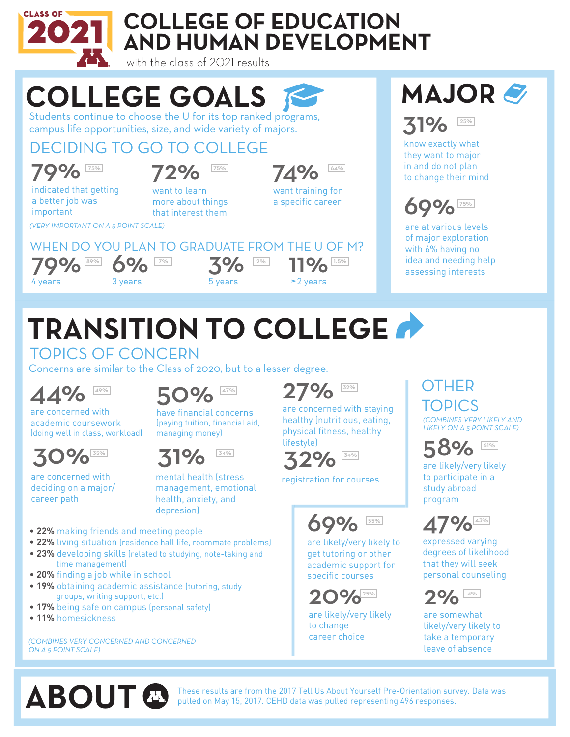CLASS OF 2021

# COLLEGE OF EDUCATION AND HUMAN DEVELOPMENT

with the class of 2021 results

## COLLEGE GOALS

Students continue to choose the U for its top ranked programs, campus life opportunities, size, and wide variety of majors.

### DECIDING TO GO TO COLLEGE

**79%** 75% indicated that getting a better job was important

**72%** 75% want to learn more about things that interest them

**74%** 64% want training for a specific career

*(VERY IMPORTANT ON A 5 POINT SCALE)*

### WHEN DO YOU PLAN TO GRADUATE FROM THE U OF M?

**79%** 89% 4 years

**6%** 7% 3 years

**3%** 2% 5 years

**11%** 1.5% >2 years

## MAJOR

**31%** 25% know exactly what they want to major in and do not plan to change their mind

**69%** 75% are at various levels of major exploration with 6% having no idea and needing help assessing interests

## TRANSITION TO COLLEGE

### TOPICS OF CONCERN

Concerns are similar to the Class of 2020, but to a lesser degree.

**44%** 49% are concerned with academic coursework (doing well in class, workload)

**50%** 47% have financial concerns (paying tuition, financial aid, managing money)

**27%** 32% are concerned with staying healthy (nutritious, eating, physical fitness, healthy lifestyle)

**30%** 35% are concerned with deciding on a major/ career path

**31%** 34% mental health (stress management, emotional health, anxiety, and depression)

**32%** 34% registration for courses

- **22%** making friends and meeting people
- **22%** living situation (residence hall life, roommate problems)
- **23%** developing skills (related to studying, note-taking and time management)
- **20%** finding a job while in school
- **19%** obtaining academic assistance (tutoring, study groups, writing support, etc.)
- **17%** being safe on campus (personal safety)
- **11%** homesickness

*(COMBINES VERY CONCERNED AND CONCERNED ON A 5 POINT SCALE)*

### OTHER TOPICS

*(COMBINES VERY LIKELY AND LIKELY ON A 5 POINT SCALE)*

**58%** 61% are likely/very likely to participate in a study abroad program

**69%** 55% are likely/very likely to get tutoring or other academic support for specific courses

**47%** 43% expressed varying degrees of likelihood that they will seek personal counseling

**20%** 25% are likely/very likely to change career choice

**2%** 4% are somewhat likely/very likely to take a temporary leave of absence

## ABOUT

These results are from the 2017 Tell Us About Yourself Pre-Orientation survey. Data was pulled on May 15, 2017. CEHD data was pulled representing 496 responses.